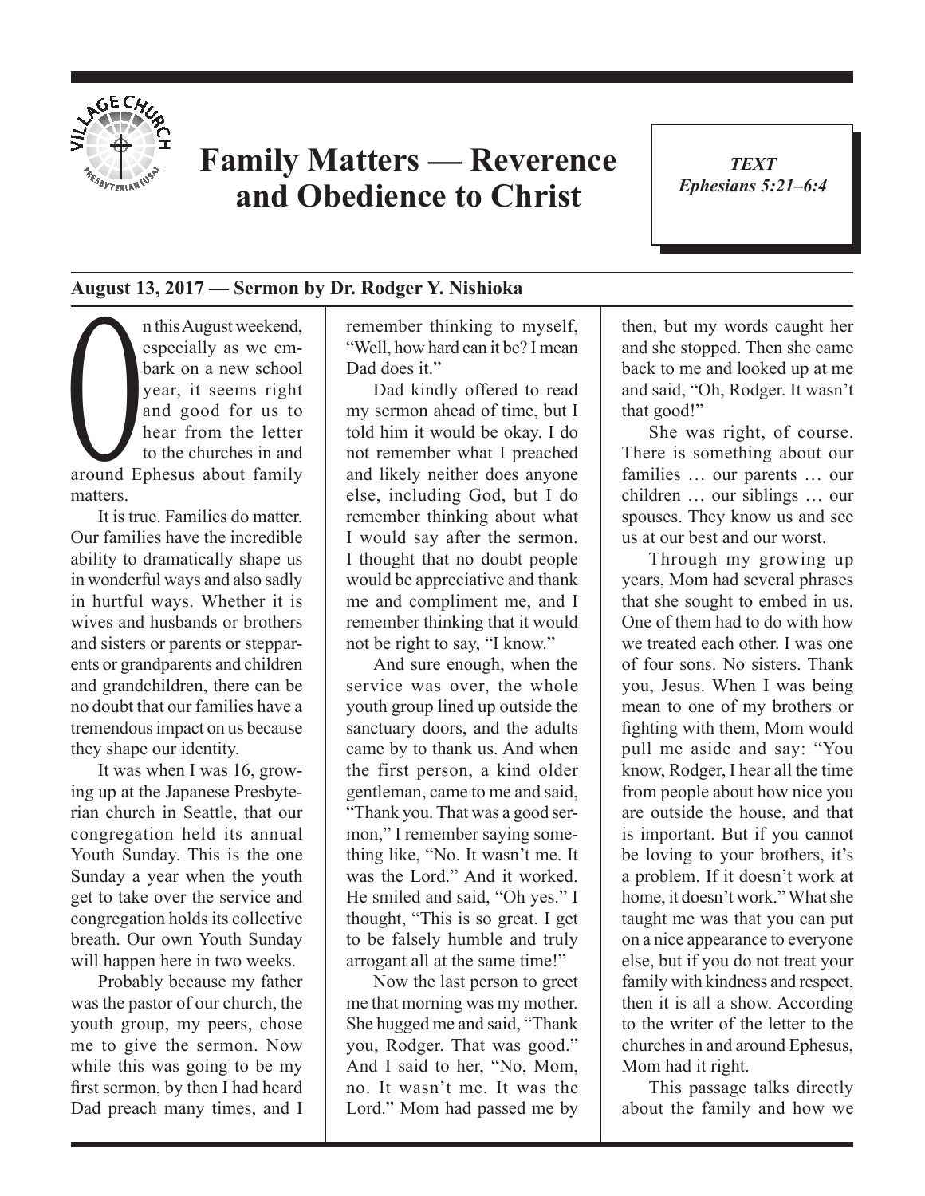# Family Matters — Reverence and Obedience to Christ

***TEXT***
***Ephesians 5:21–6:4***

**August 13, 2017 — Sermon by Dr. Rodger Y. Nishioka**

On this August weekend, especially as we embark on a new school year, it seems right and good for us to hear from the letter to the churches in and around Ephesus about family matters.

It is true. Families do matter. Our families have the incredible ability to dramatically shape us in wonderful ways and also sadly in hurtful ways. Whether it is wives and husbands or brothers and sisters or parents or stepparents or grandparents and children and grandchildren, there can be no doubt that our families have a tremendous impact on us because they shape our identity.

It was when I was 16, growing up at the Japanese Presbyterian church in Seattle, that our congregation held its annual Youth Sunday. This is the one Sunday a year when the youth get to take over the service and congregation holds its collective breath. Our own Youth Sunday will happen here in two weeks.

Probably because my father was the pastor of our church, the youth group, my peers, chose me to give the sermon. Now while this was going to be my first sermon, by then I had heard Dad preach many times, and I remember thinking to myself, "Well, how hard can it be? I mean Dad does it."

Dad kindly offered to read my sermon ahead of time, but I told him it would be okay. I do not remember what I preached and likely neither does anyone else, including God, but I do remember thinking about what I would say after the sermon. I thought that no doubt people would be appreciative and thank me and compliment me, and I remember thinking that it would not be right to say, "I know."

And sure enough, when the service was over, the whole youth group lined up outside the sanctuary doors, and the adults came by to thank us. And when the first person, a kind older gentleman, came to me and said, "Thank you. That was a good sermon," I remember saying something like, "No. It wasn't me. It was the Lord." And it worked. He smiled and said, "Oh yes." I thought, "This is so great. I get to be falsely humble and truly arrogant all at the same time!"

Now the last person to greet me that morning was my mother. She hugged me and said, "Thank you, Rodger. That was good." And I said to her, "No, Mom, no. It wasn't me. It was the Lord." Mom had passed me by then, but my words caught her and she stopped. Then she came back to me and looked up at me and said, "Oh, Rodger. It wasn't that good!"

She was right, of course. There is something about our families … our parents … our children … our siblings … our spouses. They know us and see us at our best and our worst.

Through my growing up years, Mom had several phrases that she sought to embed in us. One of them had to do with how we treated each other. I was one of four sons. No sisters. Thank you, Jesus. When I was being mean to one of my brothers or fighting with them, Mom would pull me aside and say: "You know, Rodger, I hear all the time from people about how nice you are outside the house, and that is important. But if you cannot be loving to your brothers, it's a problem. If it doesn't work at home, it doesn't work." What she taught me was that you can put on a nice appearance to everyone else, but if you do not treat your family with kindness and respect, then it is all a show. According to the writer of the letter to the churches in and around Ephesus, Mom had it right.

This passage talks directly about the family and how we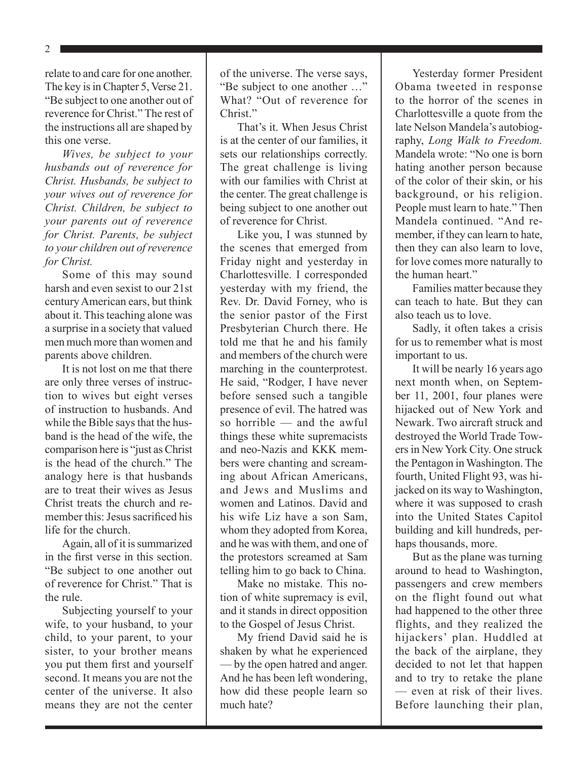relate to and care for one another. The key is in Chapter 5, Verse 21. "Be subject to one another out of reverence for Christ." The rest of the instructions all are shaped by this one verse.

*Wives, be subject to your husbands out of reverence for Christ. Husbands, be subject to your wives out of reverence for Christ. Children, be subject to your parents out of reverence for Christ. Parents, be subject to your children out of reverence for Christ.*

Some of this may sound harsh and even sexist to our 21st century American ears, but think about it. This teaching alone was a surprise in a society that valued men much more than women and parents above children.

It is not lost on me that there are only three verses of instruction to wives but eight verses of instruction to husbands. And while the Bible says that the husband is the head of the wife, the comparison here is "just as Christ is the head of the church." The analogy here is that husbands are to treat their wives as Jesus Christ treats the church and remember this: Jesus sacrificed his life for the church.

Again, all of it is summarized in the first verse in this section. "Be subject to one another out of reverence for Christ." That is the rule.

Subjecting yourself to your wife, to your husband, to your child, to your parent, to your sister, to your brother means you put them first and yourself second. It means you are not the center of the universe. It also means they are not the center of the universe. The verse says, "Be subject to one another …" What? "Out of reverence for Christ."

That's it. When Jesus Christ is at the center of our families, it sets our relationships correctly. The great challenge is living with our families with Christ at the center. The great challenge is being subject to one another out of reverence for Christ.

Like you, I was stunned by the scenes that emerged from Friday night and yesterday in Charlottesville. I corresponded yesterday with my friend, the Rev. Dr. David Forney, who is the senior pastor of the First Presbyterian Church there. He told me that he and his family and members of the church were marching in the counterprotest. He said, "Rodger, I have never before sensed such a tangible presence of evil. The hatred was so horrible — and the awful things these white supremacists and neo-Nazis and KKK members were chanting and screaming about African Americans, and Jews and Muslims and women and Latinos. David and his wife Liz have a son Sam, whom they adopted from Korea, and he was with them, and one of the protestors screamed at Sam telling him to go back to China.

Make no mistake. This notion of white supremacy is evil, and it stands in direct opposition to the Gospel of Jesus Christ.

My friend David said he is shaken by what he experienced — by the open hatred and anger. And he has been left wondering, how did these people learn so much hate?

Yesterday former President Obama tweeted in response to the horror of the scenes in Charlottesville a quote from the late Nelson Mandela's autobiography, *Long Walk to Freedom.* Mandela wrote: "No one is born hating another person because of the color of their skin, or his background, or his religion. People must learn to hate." Then Mandela continued. "And remember, if they can learn to hate, then they can also learn to love, for love comes more naturally to the human heart."

Families matter because they can teach to hate. But they can also teach us to love.

Sadly, it often takes a crisis for us to remember what is most important to us.

It will be nearly 16 years ago next month when, on September 11, 2001, four planes were hijacked out of New York and Newark. Two aircraft struck and destroyed the World Trade Towers in New York City. One struck the Pentagon in Washington. The fourth, United Flight 93, was hijacked on its way to Washington, where it was supposed to crash into the United States Capitol building and kill hundreds, perhaps thousands, more.

But as the plane was turning around to head to Washington, passengers and crew members on the flight found out what had happened to the other three flights, and they realized the hijackers' plan. Huddled at the back of the airplane, they decided to not let that happen and to try to retake the plane — even at risk of their lives. Before launching their plan,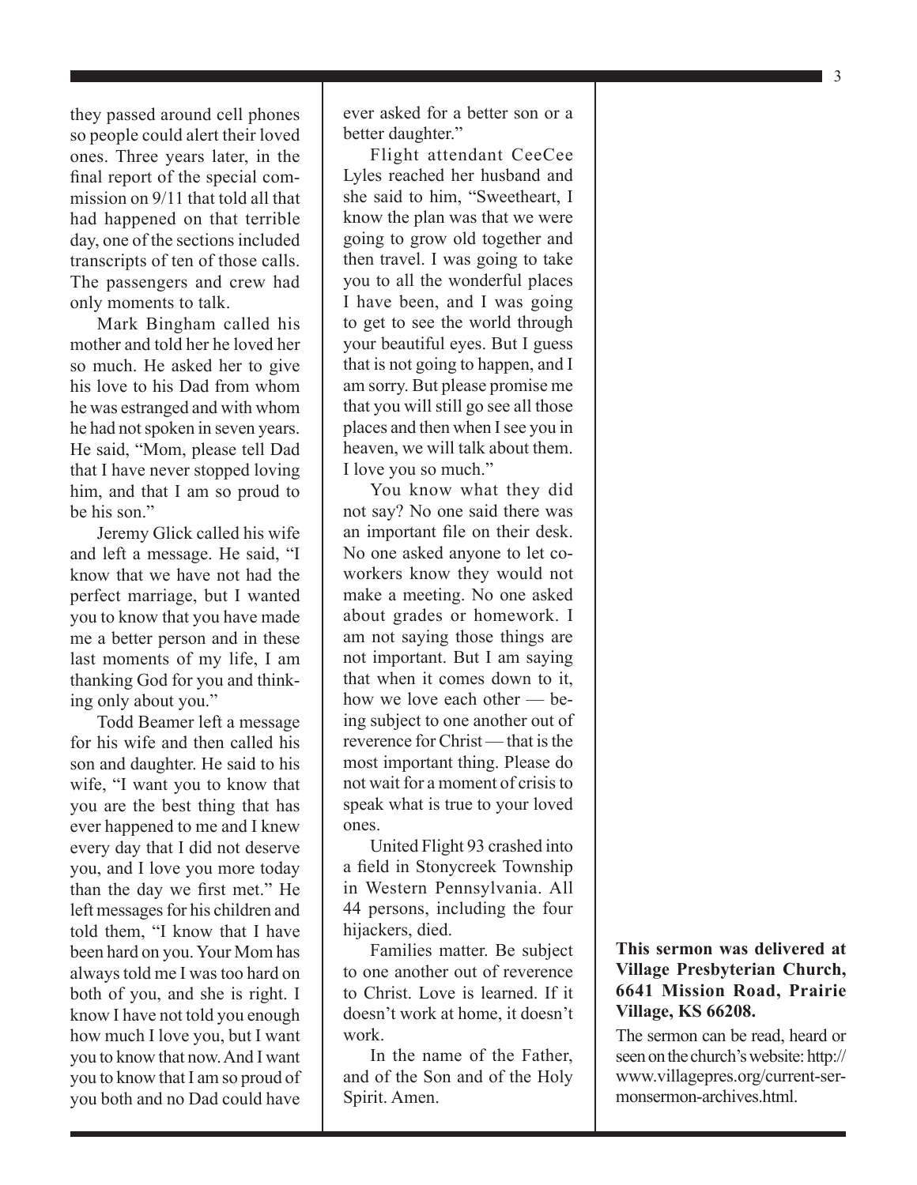they passed around cell phones so people could alert their loved ones. Three years later, in the final report of the special commission on 9/11 that told all that had happened on that terrible day, one of the sections included transcripts of ten of those calls. The passengers and crew had only moments to talk.

Mark Bingham called his mother and told her he loved her so much. He asked her to give his love to his Dad from whom he was estranged and with whom he had not spoken in seven years. He said, "Mom, please tell Dad that I have never stopped loving him, and that I am so proud to be his son."

Jeremy Glick called his wife and left a message. He said, "I know that we have not had the perfect marriage, but I wanted you to know that you have made me a better person and in these last moments of my life, I am thanking God for you and thinking only about you."

Todd Beamer left a message for his wife and then called his son and daughter. He said to his wife, "I want you to know that you are the best thing that has ever happened to me and I knew every day that I did not deserve you, and I love you more today than the day we first met." He left messages for his children and told them, "I know that I have been hard on you. Your Mom has always told me I was too hard on both of you, and she is right. I know I have not told you enough how much I love you, but I want you to know that now. And I want you to know that I am so proud of you both and no Dad could have ever asked for a better son or a better daughter."

Flight attendant CeeCee Lyles reached her husband and she said to him, "Sweetheart, I know the plan was that we were going to grow old together and then travel. I was going to take you to all the wonderful places I have been, and I was going to get to see the world through your beautiful eyes. But I guess that is not going to happen, and I am sorry. But please promise me that you will still go see all those places and then when I see you in heaven, we will talk about them. I love you so much."

You know what they did not say? No one said there was an important file on their desk. No one asked anyone to let co-workers know they would not make a meeting. No one asked about grades or homework. I am not saying those things are not important. But I am saying that when it comes down to it, how we love each other — being subject to one another out of reverence for Christ — that is the most important thing. Please do not wait for a moment of crisis to speak what is true to your loved ones.

United Flight 93 crashed into a field in Stonycreek Township in Western Pennsylvania. All 44 persons, including the four hijackers, died.

Families matter. Be subject to one another out of reverence to Christ. Love is learned. If it doesn't work at home, it doesn't work.

In the name of the Father, and of the Son and of the Holy Spirit. Amen.

**This sermon was delivered at Village Presbyterian Church, 6641 Mission Road, Prairie Village, KS 66208.**

The sermon can be read, heard or seen on the church's website: http://www.villagepres.org/current-sermonsermon-archives.html.